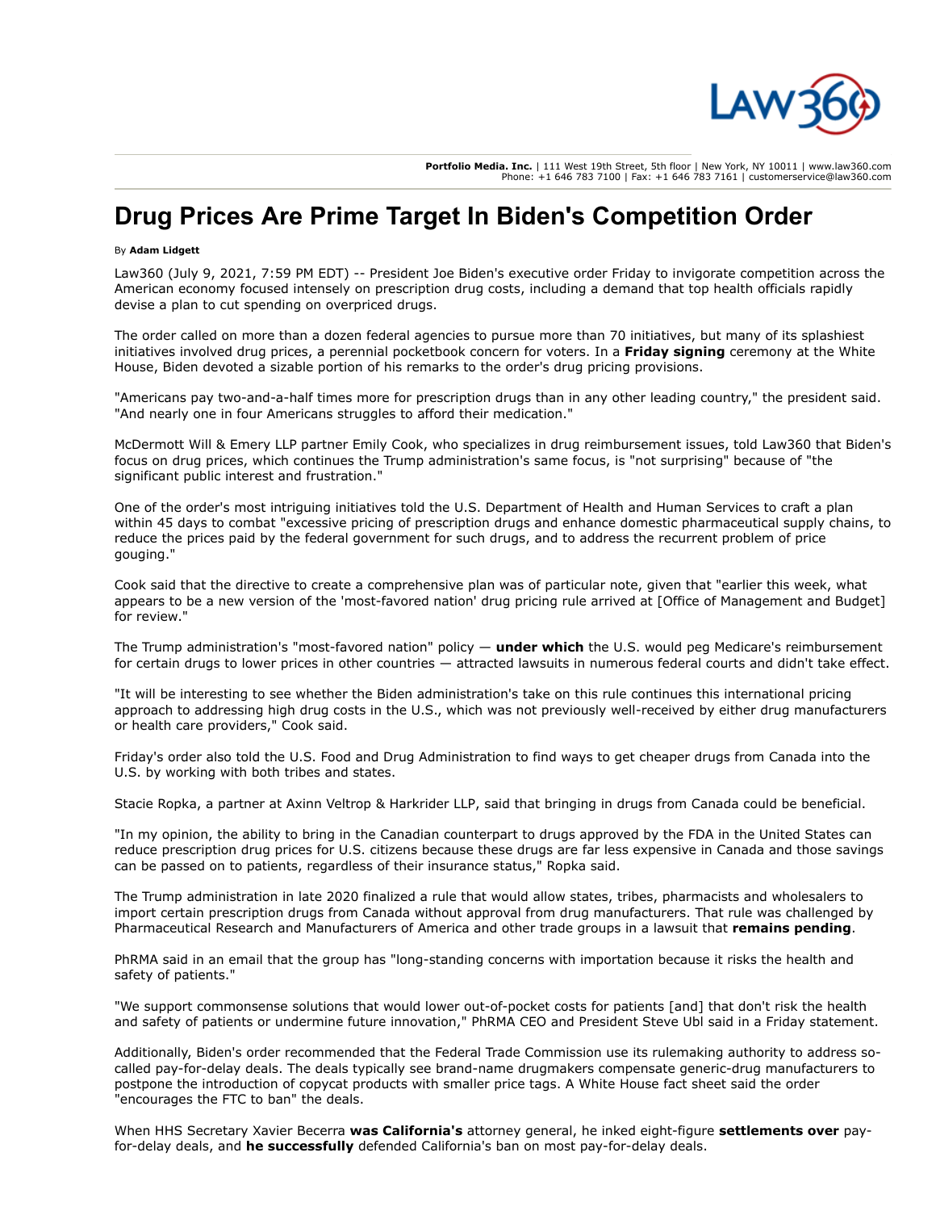# Drug Prices Are Prime Target In Biden's Competition Order

By **Adam Lidgett**

Law360 (July 9, 2021, 7:59 PM EDT) -- President Joe Biden's executive order Friday to invigorate competition across the American economy focused intensely on prescription drug costs, including a demand that top health officials rapidly devise a plan to cut spending on overpriced drugs.

The order called on more than a dozen federal agencies to pursue more than 70 initiatives, but many of its splashiest initiatives involved drug prices, a perennial pocketbook concern for voters. In a **Friday signing** ceremony at the White House, Biden devoted a sizable portion of his remarks to the order's drug pricing provisions.

"Americans pay two-and-a-half times more for prescription drugs than in any other leading country," the president said. "And nearly one in four Americans struggles to afford their medication."

McDermott Will & Emery LLP partner Emily Cook, who specializes in drug reimbursement issues, told Law360 that Biden's focus on drug prices, which continues the Trump administration's same focus, is "not surprising" because of "the significant public interest and frustration."

One of the order's most intriguing initiatives told the U.S. Department of Health and Human Services to craft a plan within 45 days to combat "excessive pricing of prescription drugs and enhance domestic pharmaceutical supply chains, to reduce the prices paid by the federal government for such drugs, and to address the recurrent problem of price gouging."

Cook said that the directive to create a comprehensive plan was of particular note, given that "earlier this week, what appears to be a new version of the 'most-favored nation' drug pricing rule arrived at [Office of Management and Budget] for review."

The Trump administration's "most-favored nation" policy — **under which** the U.S. would peg Medicare's reimbursement for certain drugs to lower prices in other countries — attracted lawsuits in numerous federal courts and didn't take effect.

"It will be interesting to see whether the Biden administration's take on this rule continues this international pricing approach to addressing high drug costs in the U.S., which was not previously well-received by either drug manufacturers or health care providers," Cook said.

Friday's order also told the U.S. Food and Drug Administration to find ways to get cheaper drugs from Canada into the U.S. by working with both tribes and states.

Stacie Ropka, a partner at Axinn Veltrop & Harkrider LLP, said that bringing in drugs from Canada could be beneficial.

"In my opinion, the ability to bring in the Canadian counterpart to drugs approved by the FDA in the United States can reduce prescription drug prices for U.S. citizens because these drugs are far less expensive in Canada and those savings can be passed on to patients, regardless of their insurance status," Ropka said.

The Trump administration in late 2020 finalized a rule that would allow states, tribes, pharmacists and wholesalers to import certain prescription drugs from Canada without approval from drug manufacturers. That rule was challenged by Pharmaceutical Research and Manufacturers of America and other trade groups in a lawsuit that **remains pending**.

PhRMA said in an email that the group has "long-standing concerns with importation because it risks the health and safety of patients."

"We support commonsense solutions that would lower out-of-pocket costs for patients [and] that don't risk the health and safety of patients or undermine future innovation," PhRMA CEO and President Steve Ubl said in a Friday statement.

Additionally, Biden's order recommended that the Federal Trade Commission use its rulemaking authority to address so-called pay-for-delay deals. The deals typically see brand-name drugmakers compensate generic-drug manufacturers to postpone the introduction of copycat products with smaller price tags. A White House fact sheet said the order "encourages the FTC to ban" the deals.

When HHS Secretary Xavier Becerra **was California's** attorney general, he inked eight-figure **settlements over** pay-for-delay deals, and **he successfully** defended California's ban on most pay-for-delay deals.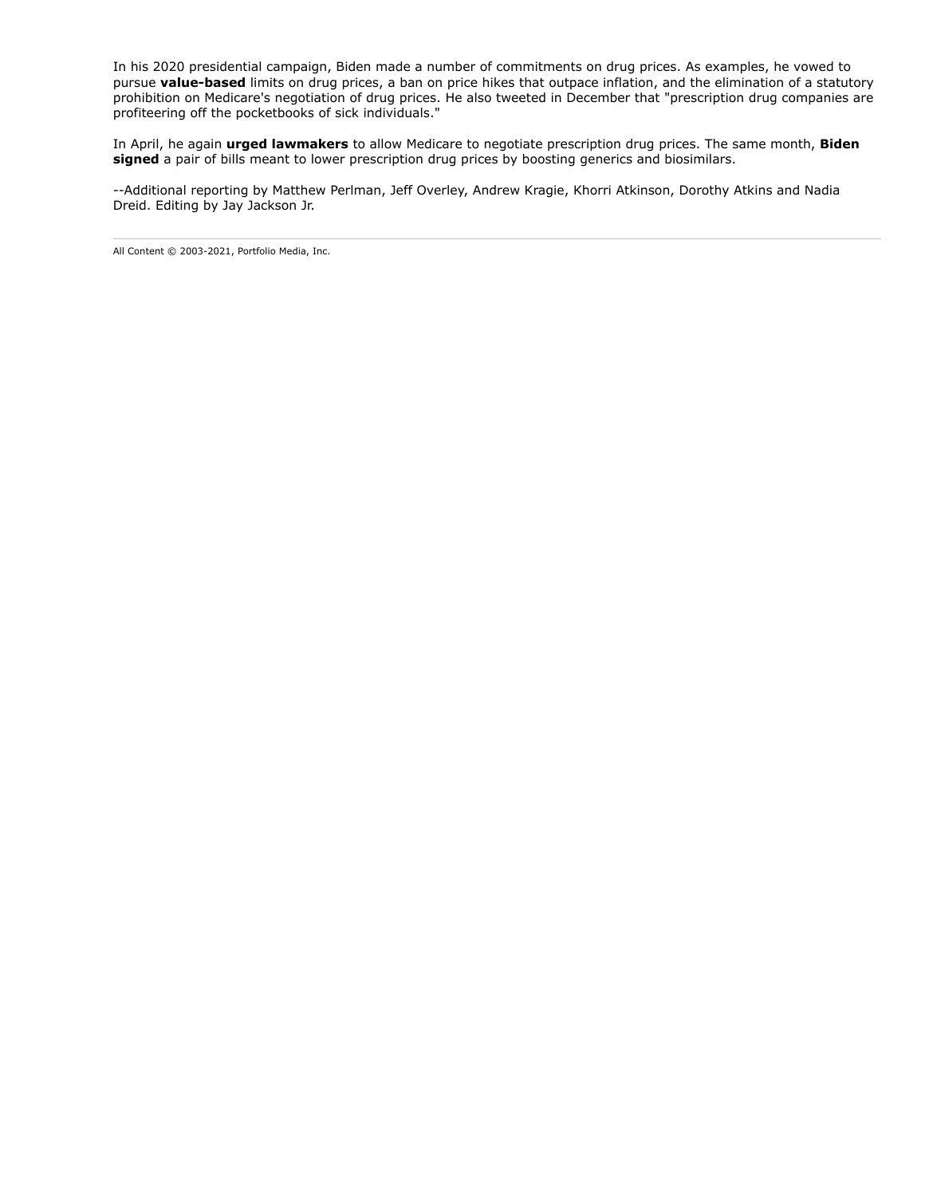In his 2020 presidential campaign, Biden made a number of commitments on drug prices. As examples, he vowed to pursue **value-based** limits on drug prices, a ban on price hikes that outpace inflation, and the elimination of a statutory prohibition on Medicare's negotiation of drug prices. He also tweeted in December that "prescription drug companies are profiteering off the pocketbooks of sick individuals."

In April, he again **urged lawmakers** to allow Medicare to negotiate prescription drug prices. The same month, **Biden signed** a pair of bills meant to lower prescription drug prices by boosting generics and biosimilars.

--Additional reporting by Matthew Perlman, Jeff Overley, Andrew Kragie, Khorri Atkinson, Dorothy Atkins and Nadia Dreid. Editing by Jay Jackson Jr.

All Content © 2003-2021, Portfolio Media, Inc.